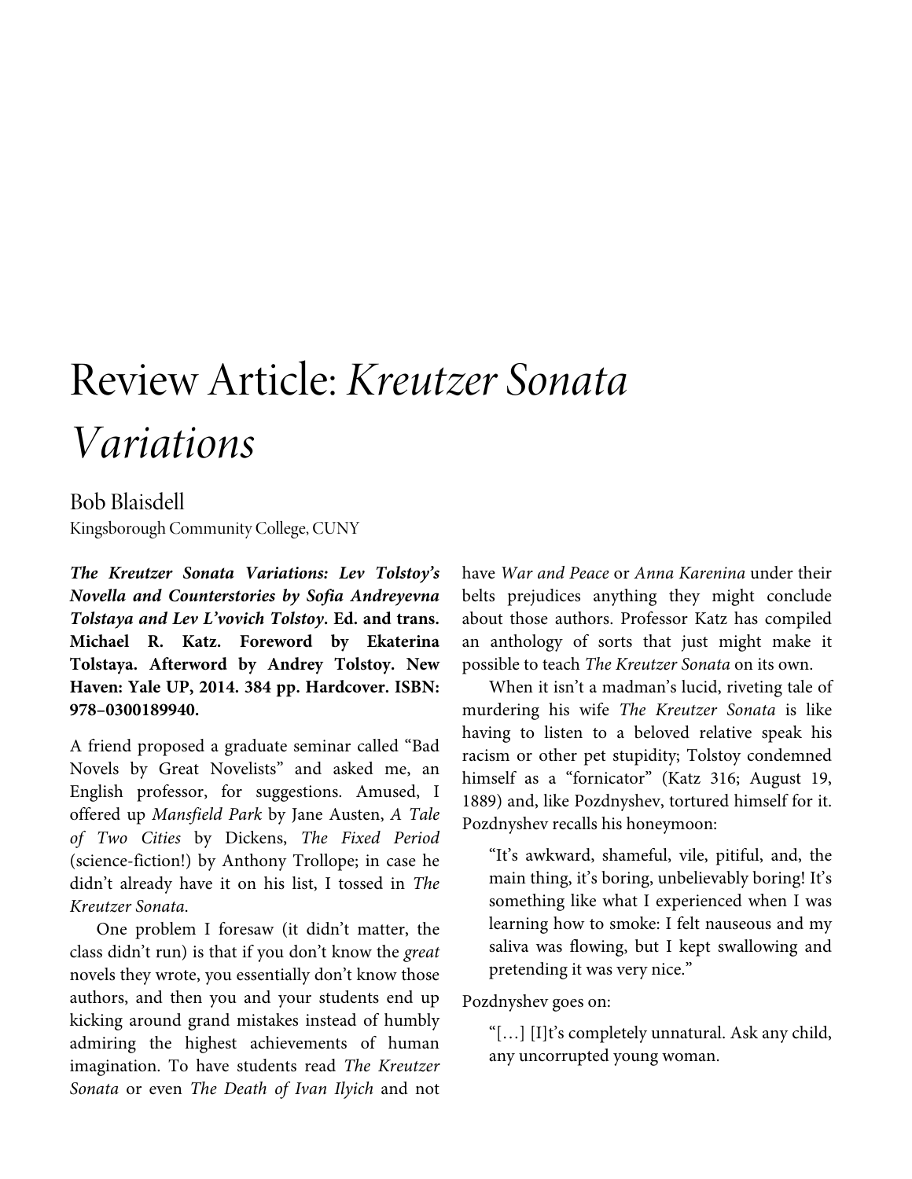# Review Article: *Kreutzer Sonata Variations*

Bob Blaisdell
Kingsborough Community College, CUNY

***The Kreutzer Sonata Variations: Lev Tolstoy's Novella and Counterstories by Sofia Andreyevna Tolstaya and Lev L'vovich Tolstoy*. Ed. and trans. Michael R. Katz. Foreword by Ekaterina Tolstaya. Afterword by Andrey Tolstoy. New Haven: Yale UP, 2014. 384 pp. Hardcover. ISBN: 978–0300189940.**

A friend proposed a graduate seminar called "Bad Novels by Great Novelists" and asked me, an English professor, for suggestions. Amused, I offered up *Mansfield Park* by Jane Austen, *A Tale of Two Cities* by Dickens, *The Fixed Period* (science-fiction!) by Anthony Trollope; in case he didn't already have it on his list, I tossed in *The Kreutzer Sonata*.

One problem I foresaw (it didn't matter, the class didn't run) is that if you don't know the *great* novels they wrote, you essentially don't know those authors, and then you and your students end up kicking around grand mistakes instead of humbly admiring the highest achievements of human imagination. To have students read *The Kreutzer Sonata* or even *The Death of Ivan Ilyich* and not have *War and Peace* or *Anna Karenina* under their belts prejudices anything they might conclude about those authors. Professor Katz has compiled an anthology of sorts that just might make it possible to teach *The Kreutzer Sonata* on its own.

When it isn't a madman's lucid, riveting tale of murdering his wife *The Kreutzer Sonata* is like having to listen to a beloved relative speak his racism or other pet stupidity; Tolstoy condemned himself as a "fornicator" (Katz 316; August 19, 1889) and, like Pozdnyshev, tortured himself for it. Pozdnyshev recalls his honeymoon:

> "It's awkward, shameful, vile, pitiful, and, the main thing, it's boring, unbelievably boring! It's something like what I experienced when I was learning how to smoke: I felt nauseous and my saliva was flowing, but I kept swallowing and pretending it was very nice."

Pozdnyshev goes on:

> "[…] [I]t's completely unnatural. Ask any child, any uncorrupted young woman.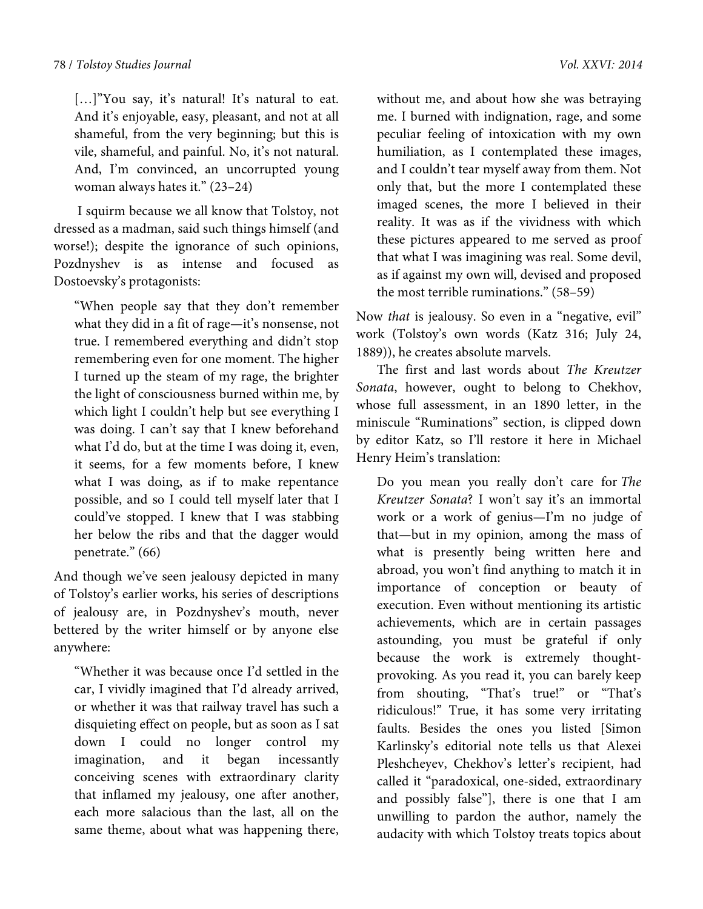> […]"You say, it's natural! It's natural to eat. And it's enjoyable, easy, pleasant, and not at all shameful, from the very beginning; but this is vile, shameful, and painful. No, it's not natural. And, I'm convinced, an uncorrupted young woman always hates it." (23–24)

I squirm because we all know that Tolstoy, not dressed as a madman, said such things himself (and worse!); despite the ignorance of such opinions, Pozdnyshev is as intense and focused as Dostoevsky's protagonists:

> "When people say that they don't remember what they did in a fit of rage—it's nonsense, not true. I remembered everything and didn't stop remembering even for one moment. The higher I turned up the steam of my rage, the brighter the light of consciousness burned within me, by which light I couldn't help but see everything I was doing. I can't say that I knew beforehand what I'd do, but at the time I was doing it, even, it seems, for a few moments before, I knew what I was doing, as if to make repentance possible, and so I could tell myself later that I could've stopped. I knew that I was stabbing her below the ribs and that the dagger would penetrate." (66)

And though we've seen jealousy depicted in many of Tolstoy's earlier works, his series of descriptions of jealousy are, in Pozdnyshev's mouth, never bettered by the writer himself or by anyone else anywhere:

> "Whether it was because once I'd settled in the car, I vividly imagined that I'd already arrived, or whether it was that railway travel has such a disquieting effect on people, but as soon as I sat down I could no longer control my imagination, and it began incessantly conceiving scenes with extraordinary clarity that inflamed my jealousy, one after another, each more salacious than the last, all on the same theme, about what was happening there, without me, and about how she was betraying me. I burned with indignation, rage, and some peculiar feeling of intoxication with my own humiliation, as I contemplated these images, and I couldn't tear myself away from them. Not only that, but the more I contemplated these imaged scenes, the more I believed in their reality. It was as if the vividness with which these pictures appeared to me served as proof that what I was imagining was real. Some devil, as if against my own will, devised and proposed the most terrible ruminations." (58–59)

Now *that* is jealousy. So even in a "negative, evil" work (Tolstoy's own words (Katz 316; July 24, 1889)), he creates absolute marvels.

The first and last words about *The Kreutzer Sonata*, however, ought to belong to Chekhov, whose full assessment, in an 1890 letter, in the miniscule "Ruminations" section, is clipped down by editor Katz, so I'll restore it here in Michael Henry Heim's translation:

> Do you mean you really don't care for *The Kreutzer Sonata*? I won't say it's an immortal work or a work of genius—I'm no judge of that—but in my opinion, among the mass of what is presently being written here and abroad, you won't find anything to match it in importance of conception or beauty of execution. Even without mentioning its artistic achievements, which are in certain passages astounding, you must be grateful if only because the work is extremely thought-provoking. As you read it, you can barely keep from shouting, "That's true!" or "That's ridiculous!" True, it has some very irritating faults. Besides the ones you listed [Simon Karlinsky's editorial note tells us that Alexei Pleshcheyev, Chekhov's letter's recipient, had called it "paradoxical, one-sided, extraordinary and possibly false"], there is one that I am unwilling to pardon the author, namely the audacity with which Tolstoy treats topics about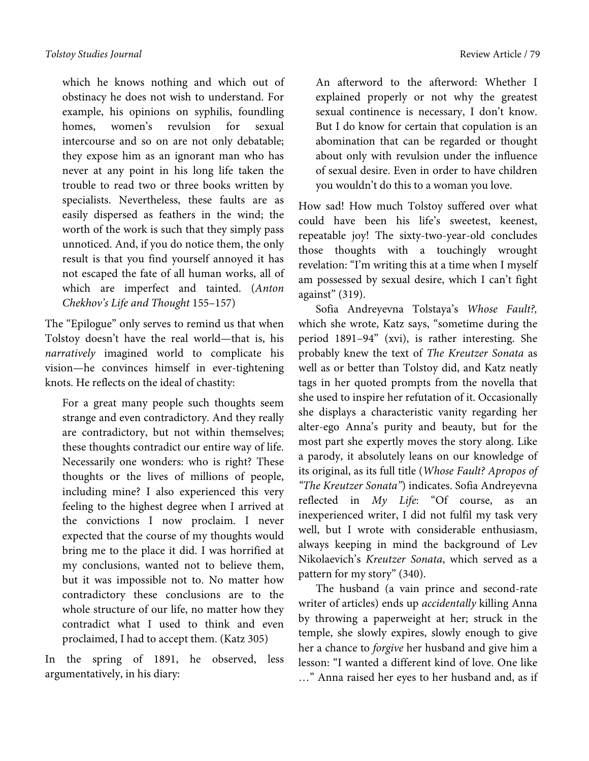> which he knows nothing and which out of obstinacy he does not wish to understand. For example, his opinions on syphilis, foundling homes, women's revulsion for sexual intercourse and so on are not only debatable; they expose him as an ignorant man who has never at any point in his long life taken the trouble to read two or three books written by specialists. Nevertheless, these faults are as easily dispersed as feathers in the wind; the worth of the work is such that they simply pass unnoticed. And, if you do notice them, the only result is that you find yourself annoyed it has not escaped the fate of all human works, all of which are imperfect and tainted. (*Anton Chekhov's Life and Thought* 155–157)

The "Epilogue" only serves to remind us that when Tolstoy doesn't have the real world—that is, his *narratively* imagined world to complicate his vision—he convinces himself in ever-tightening knots. He reflects on the ideal of chastity:

> For a great many people such thoughts seem strange and even contradictory. And they really are contradictory, but not within themselves; these thoughts contradict our entire way of life. Necessarily one wonders: who is right? These thoughts or the lives of millions of people, including mine? I also experienced this very feeling to the highest degree when I arrived at the convictions I now proclaim. I never expected that the course of my thoughts would bring me to the place it did. I was horrified at my conclusions, wanted not to believe them, but it was impossible not to. No matter how contradictory these conclusions are to the whole structure of our life, no matter how they contradict what I used to think and even proclaimed, I had to accept them. (Katz 305)

In the spring of 1891, he observed, less argumentatively, in his diary:

> An afterword to the afterword: Whether I explained properly or not why the greatest sexual continence is necessary, I don't know. But I do know for certain that copulation is an abomination that can be regarded or thought about only with revulsion under the influence of sexual desire. Even in order to have children you wouldn't do this to a woman you love.

How sad! How much Tolstoy suffered over what could have been his life's sweetest, keenest, repeatable joy! The sixty-two-year-old concludes those thoughts with a touchingly wrought revelation: "I'm writing this at a time when I myself am possessed by sexual desire, which I can't fight against" (319).

Sofia Andreyevna Tolstaya's *Whose Fault?,* which she wrote, Katz says, "sometime during the period 1891–94" (xvi), is rather interesting. She probably knew the text of *The Kreutzer Sonata* as well as or better than Tolstoy did, and Katz neatly tags in her quoted prompts from the novella that she used to inspire her refutation of it. Occasionally she displays a characteristic vanity regarding her alter-ego Anna's purity and beauty, but for the most part she expertly moves the story along. Like a parody, it absolutely leans on our knowledge of its original, as its full title (*Whose Fault? Apropos of "The Kreutzer Sonata"*) indicates. Sofia Andreyevna reflected in *My Life*: "Of course, as an inexperienced writer, I did not fulfil my task very well, but I wrote with considerable enthusiasm, always keeping in mind the background of Lev Nikolaevich's *Kreutzer Sonata*, which served as a pattern for my story" (340).

The husband (a vain prince and second-rate writer of articles) ends up *accidentally* killing Anna by throwing a paperweight at her; struck in the temple, she slowly expires, slowly enough to give her a chance to *forgive* her husband and give him a lesson: "I wanted a different kind of love. One like …" Anna raised her eyes to her husband and, as if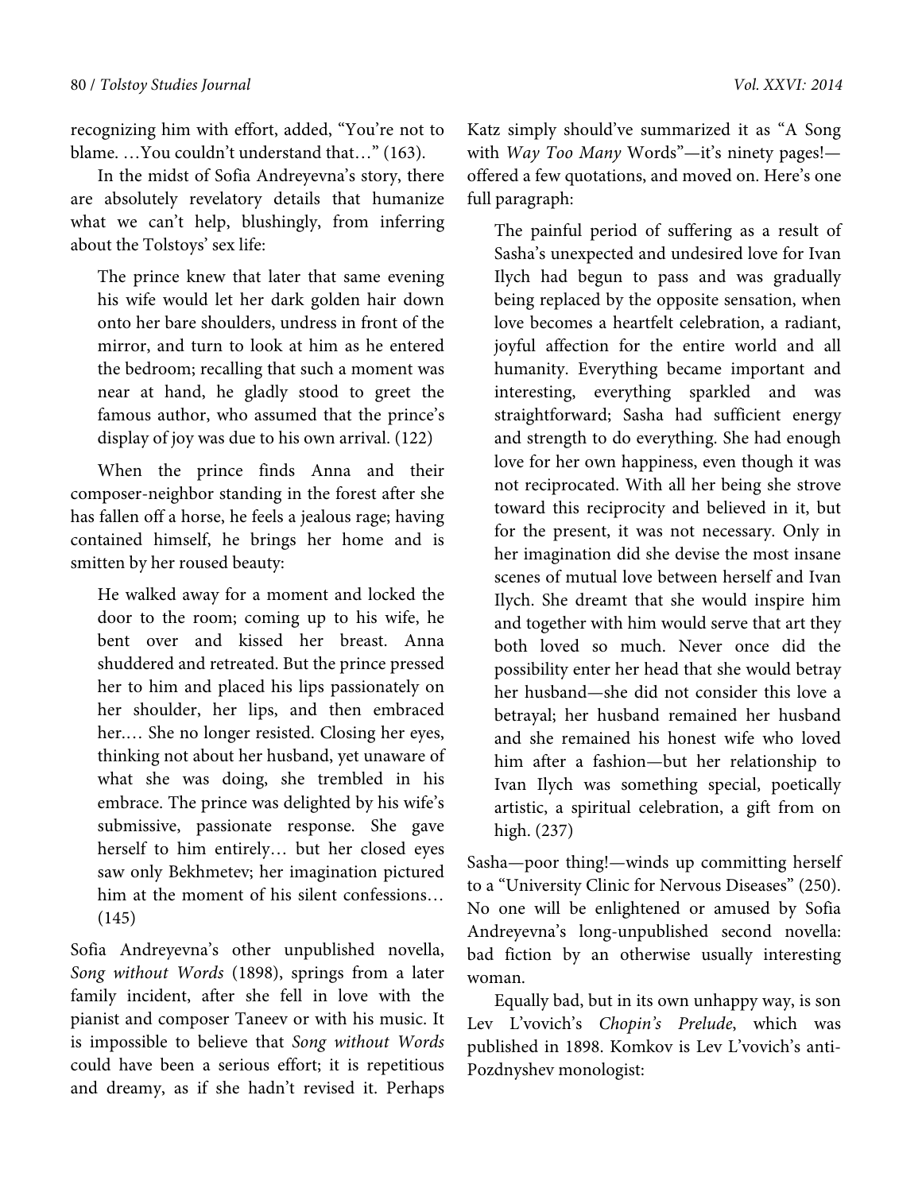recognizing him with effort, added, "You're not to blame. …You couldn't understand that…" (163).

In the midst of Sofia Andreyevna's story, there are absolutely revelatory details that humanize what we can't help, blushingly, from inferring about the Tolstoys' sex life:

> The prince knew that later that same evening his wife would let her dark golden hair down onto her bare shoulders, undress in front of the mirror, and turn to look at him as he entered the bedroom; recalling that such a moment was near at hand, he gladly stood to greet the famous author, who assumed that the prince's display of joy was due to his own arrival. (122)

When the prince finds Anna and their composer-neighbor standing in the forest after she has fallen off a horse, he feels a jealous rage; having contained himself, he brings her home and is smitten by her roused beauty:

> He walked away for a moment and locked the door to the room; coming up to his wife, he bent over and kissed her breast. Anna shuddered and retreated. But the prince pressed her to him and placed his lips passionately on her shoulder, her lips, and then embraced her.… She no longer resisted. Closing her eyes, thinking not about her husband, yet unaware of what she was doing, she trembled in his embrace. The prince was delighted by his wife's submissive, passionate response. She gave herself to him entirely… but her closed eyes saw only Bekhmetev; her imagination pictured him at the moment of his silent confessions… (145)

Sofia Andreyevna's other unpublished novella, *Song without Words* (1898), springs from a later family incident, after she fell in love with the pianist and composer Taneev or with his music. It is impossible to believe that *Song without Words* could have been a serious effort; it is repetitious and dreamy, as if she hadn't revised it. Perhaps Katz simply should've summarized it as "A Song with *Way Too Many* Words"—it's ninety pages!—offered a few quotations, and moved on. Here's one full paragraph:

> The painful period of suffering as a result of Sasha's unexpected and undesired love for Ivan Ilych had begun to pass and was gradually being replaced by the opposite sensation, when love becomes a heartfelt celebration, a radiant, joyful affection for the entire world and all humanity. Everything became important and interesting, everything sparkled and was straightforward; Sasha had sufficient energy and strength to do everything. She had enough love for her own happiness, even though it was not reciprocated. With all her being she strove toward this reciprocity and believed in it, but for the present, it was not necessary. Only in her imagination did she devise the most insane scenes of mutual love between herself and Ivan Ilych. She dreamt that she would inspire him and together with him would serve that art they both loved so much. Never once did the possibility enter her head that she would betray her husband—she did not consider this love a betrayal; her husband remained her husband and she remained his honest wife who loved him after a fashion—but her relationship to Ivan Ilych was something special, poetically artistic, a spiritual celebration, a gift from on high. (237)

Sasha—poor thing!—winds up committing herself to a "University Clinic for Nervous Diseases" (250). No one will be enlightened or amused by Sofia Andreyevna's long-unpublished second novella: bad fiction by an otherwise usually interesting woman.

Equally bad, but in its own unhappy way, is son Lev L'vovich's *Chopin's Prelude*, which was published in 1898. Komkov is Lev L'vovich's anti-Pozdnyshev monologist: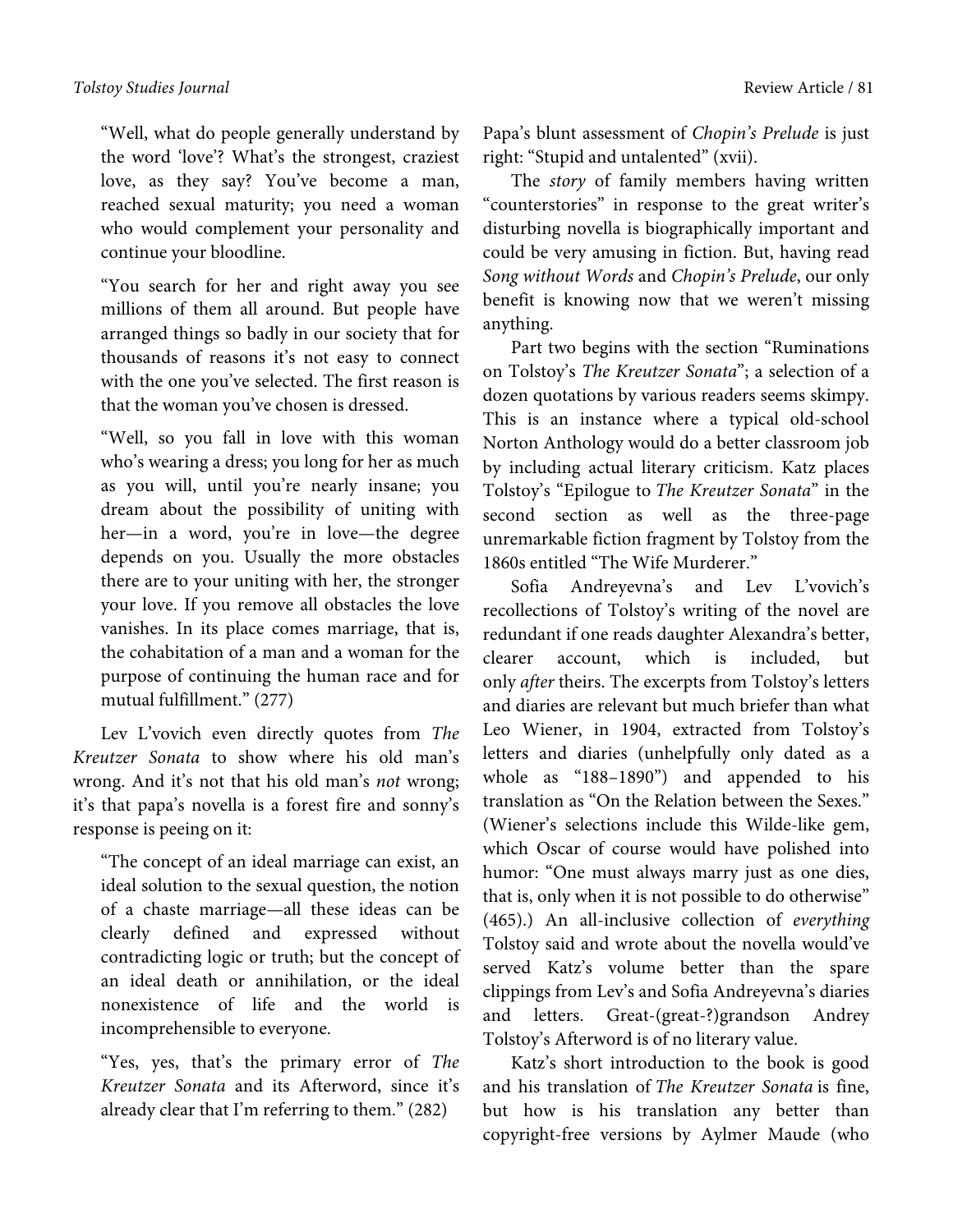"Well, what do people generally understand by the word 'love'? What's the strongest, craziest love, as they say? You've become a man, reached sexual maturity; you need a woman who would complement your personality and continue your bloodline.

"You search for her and right away you see millions of them all around. But people have arranged things so badly in our society that for thousands of reasons it's not easy to connect with the one you've selected. The first reason is that the woman you've chosen is dressed.

"Well, so you fall in love with this woman who's wearing a dress; you long for her as much as you will, until you're nearly insane; you dream about the possibility of uniting with her—in a word, you're in love—the degree depends on you. Usually the more obstacles there are to your uniting with her, the stronger your love. If you remove all obstacles the love vanishes. In its place comes marriage, that is, the cohabitation of a man and a woman for the purpose of continuing the human race and for mutual fulfillment." (277)

Lev L'vovich even directly quotes from *The Kreutzer Sonata* to show where his old man's wrong. And it's not that his old man's *not* wrong; it's that papa's novella is a forest fire and sonny's response is peeing on it:

"The concept of an ideal marriage can exist, an ideal solution to the sexual question, the notion of a chaste marriage—all these ideas can be clearly defined and expressed without contradicting logic or truth; but the concept of an ideal death or annihilation, or the ideal nonexistence of life and the world is incomprehensible to everyone.

"Yes, yes, that's the primary error of *The Kreutzer Sonata* and its Afterword, since it's already clear that I'm referring to them." (282)

Papa's blunt assessment of *Chopin's Prelude* is just right: "Stupid and untalented" (xvii).

The *story* of family members having written "counterstories" in response to the great writer's disturbing novella is biographically important and could be very amusing in fiction. But, having read *Song without Words* and *Chopin's Prelude*, our only benefit is knowing now that we weren't missing anything.

Part two begins with the section "Ruminations on Tolstoy's *The Kreutzer Sonata*"; a selection of a dozen quotations by various readers seems skimpy. This is an instance where a typical old-school Norton Anthology would do a better classroom job by including actual literary criticism. Katz places Tolstoy's "Epilogue to *The Kreutzer Sonata*" in the second section as well as the three-page unremarkable fiction fragment by Tolstoy from the 1860s entitled "The Wife Murderer."

Sofia Andreyevna's and Lev L'vovich's recollections of Tolstoy's writing of the novel are redundant if one reads daughter Alexandra's better, clearer account, which is included, but only *after* theirs. The excerpts from Tolstoy's letters and diaries are relevant but much briefer than what Leo Wiener, in 1904, extracted from Tolstoy's letters and diaries (unhelpfully only dated as a whole as "188–1890") and appended to his translation as "On the Relation between the Sexes." (Wiener's selections include this Wilde-like gem, which Oscar of course would have polished into humor: "One must always marry just as one dies, that is, only when it is not possible to do otherwise" (465).) An all-inclusive collection of *everything* Tolstoy said and wrote about the novella would've served Katz's volume better than the spare clippings from Lev's and Sofia Andreyevna's diaries and letters. Great-(great-?)grandson Andrey Tolstoy's Afterword is of no literary value.

Katz's short introduction to the book is good and his translation of *The Kreutzer Sonata* is fine, but how is his translation any better than copyright-free versions by Aylmer Maude (who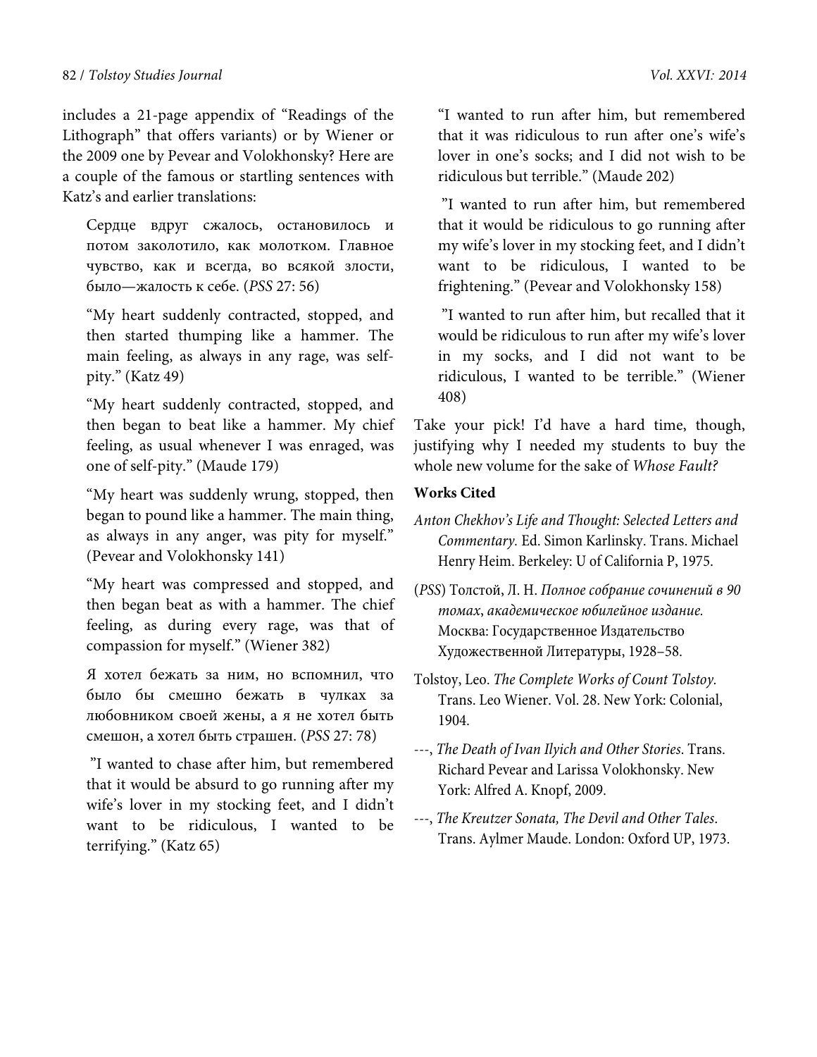includes a 21-page appendix of "Readings of the Lithograph" that offers variants) or by Wiener or the 2009 one by Pevear and Volokhonsky? Here are a couple of the famous or startling sentences with Katz's and earlier translations:

> Сердце вдруг сжалось, остановилось и потом заколотило, как молотком. Главное чувство, как и всегда, во всякой злости, было—жалость к себе. (*PSS* 27: 56)

> "My heart suddenly contracted, stopped, and then started thumping like a hammer. The main feeling, as always in any rage, was self-pity." (Katz 49)

> "My heart suddenly contracted, stopped, and then began to beat like a hammer. My chief feeling, as usual whenever I was enraged, was one of self-pity." (Maude 179)

> "My heart was suddenly wrung, stopped, then began to pound like a hammer. The main thing, as always in any anger, was pity for myself." (Pevear and Volokhonsky 141)

> "My heart was compressed and stopped, and then began beat as with a hammer. The chief feeling, as during every rage, was that of compassion for myself." (Wiener 382)

> Я хотел бежать за ним, но вспомнил, что было бы смешно бежать в чулках за любовником своей жены, а я не хотел быть смешон, а хотел быть страшен. (*PSS* 27: 78)

> "I wanted to chase after him, but remembered that it would be absurd to go running after my wife's lover in my stocking feet, and I didn't want to be ridiculous, I wanted to be terrifying." (Katz 65)

> "I wanted to run after him, but remembered that it was ridiculous to run after one's wife's lover in one's socks; and I did not wish to be ridiculous but terrible." (Maude 202)

> "I wanted to run after him, but remembered that it would be ridiculous to go running after my wife's lover in my stocking feet, and I didn't want to be ridiculous, I wanted to be frightening." (Pevear and Volokhonsky 158)

> "I wanted to run after him, but recalled that it would be ridiculous to run after my wife's lover in my socks, and I did not want to be ridiculous, I wanted to be terrible." (Wiener 408)

Take your pick! I'd have a hard time, though, justifying why I needed my students to buy the whole new volume for the sake of *Whose Fault?*

**Works Cited**

*Anton Chekhov's Life and Thought: Selected Letters and Commentary.* Ed. Simon Karlinsky. Trans. Michael Henry Heim. Berkeley: U of California P, 1975.

(*PSS*) Толстой, Л. Н. *Полное собрание сочинений в 90 томах, академическое юбилейное издание.* Москва: Государственное Издательство Художественной Литературы, 1928–58.

Tolstoy, Leo. *The Complete Works of Count Tolstoy.* Trans. Leo Wiener. Vol. 28. New York: Colonial, 1904.

---, *The Death of Ivan Ilyich and Other Stories*. Trans. Richard Pevear and Larissa Volokhonsky. New York: Alfred A. Knopf, 2009.

---, *The Kreutzer Sonata, The Devil and Other Tales.* Trans. Aylmer Maude. London: Oxford UP, 1973.